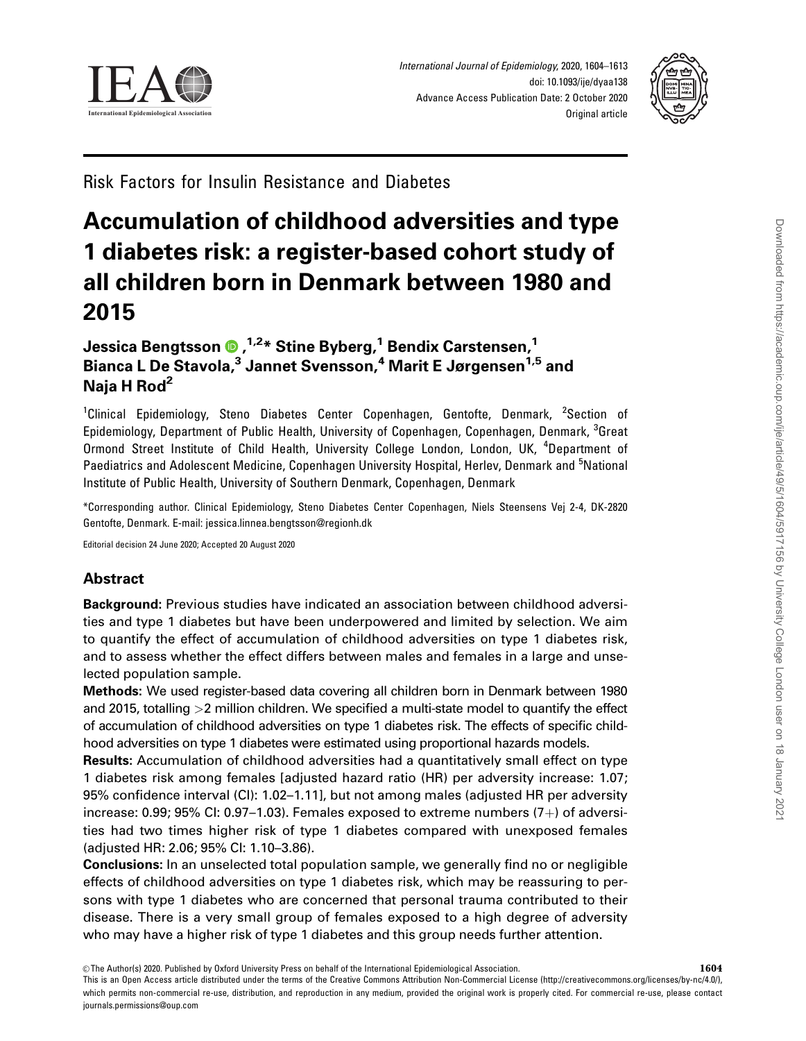Risk Factors for Insulin Resistance and Diabetes

# Accumulation of childhood adversities and type 1 diabetes risk: a register-based cohort study of all children born in Denmark between 1980 and 2015

**Jessica Bengtsson**[1,2]***, Stine Byberg**[1] **Bendix Carstensen,**[1] **Bianca L De Stavola,**[3] **Jannet Svensson,**[4] **Marit E Jørgensen**[1,5] **and Naja H Rod**[2]

[1]Clinical Epidemiology, Steno Diabetes Center Copenhagen, Gentofte, Denmark, [2]Section of Epidemiology, Department of Public Health, University of Copenhagen, Copenhagen, Denmark, [3]Great Ormond Street Institute of Child Health, University College London, London, UK, [4]Department of Paediatrics and Adolescent Medicine, Copenhagen University Hospital, Herlev, Denmark and [5]National Institute of Public Health, University of Southern Denmark, Copenhagen, Denmark

*Corresponding author. Clinical Epidemiology, Steno Diabetes Center Copenhagen, Niels Steensens Vej 2-4, DK-2820 Gentofte, Denmark. E-mail: jessica.linnea.bengtsson@regionh.dk

Editorial decision 24 June 2020; Accepted 20 August 2020

## Abstract

**Background:** Previous studies have indicated an association between childhood adversities and type 1 diabetes but have been underpowered and limited by selection. We aim to quantify the effect of accumulation of childhood adversities on type 1 diabetes risk, and to assess whether the effect differs between males and females in a large and unselected population sample.

**Methods:** We used register-based data covering all children born in Denmark between 1980 and 2015, totalling >2 million children. We specified a multi-state model to quantify the effect of accumulation of childhood adversities on type 1 diabetes risk. The effects of specific childhood adversities on type 1 diabetes were estimated using proportional hazards models.

**Results:** Accumulation of childhood adversities had a quantitatively small effect on type 1 diabetes risk among females [adjusted hazard ratio (HR) per adversity increase: 1.07; 95% confidence interval (CI): 1.02–1.11], but not among males (adjusted HR per adversity increase: 0.99; 95% CI: 0.97–1.03). Females exposed to extreme numbers (7+) of adversities had two times higher risk of type 1 diabetes compared with unexposed females (adjusted HR: 2.06; 95% CI: 1.10–3.86).

**Conclusions:** In an unselected total population sample, we generally find no or negligible effects of childhood adversities on type 1 diabetes risk, which may be reassuring to persons with type 1 diabetes who are concerned that personal trauma contributed to their disease. There is a very small group of females exposed to a high degree of adversity who may have a higher risk of type 1 diabetes and this group needs further attention.

© The Author(s) 2020. Published by Oxford University Press on behalf of the International Epidemiological Association.

This is an Open Access article distributed under the terms of the Creative Commons Attribution Non-Commercial License (http://creativecommons.org/licenses/by-nc/4.0/), which permits non-commercial re-use, distribution, and reproduction in any medium, provided the original work is properly cited. For commercial re-use, please contact journals.permissions@oup.com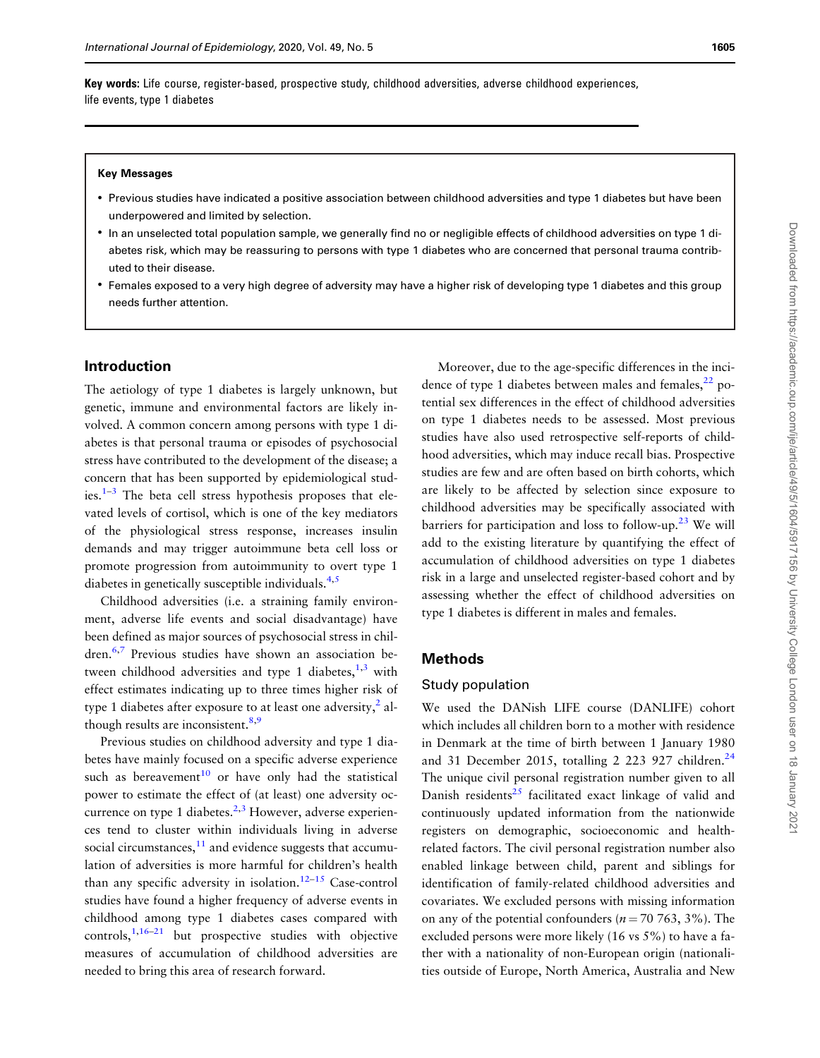**Key words:** Life course, register-based, prospective study, childhood adversities, adverse childhood experiences, life events, type 1 diabetes

**Key Messages**

- Previous studies have indicated a positive association between childhood adversities and type 1 diabetes but have been underpowered and limited by selection.
- In an unselected total population sample, we generally find no or negligible effects of childhood adversities on type 1 diabetes risk, which may be reassuring to persons with type 1 diabetes who are concerned that personal trauma contributed to their disease.
- Females exposed to a very high degree of adversity may have a higher risk of developing type 1 diabetes and this group needs further attention.

## Introduction

The aetiology of type 1 diabetes is largely unknown, but genetic, immune and environmental factors are likely involved. A common concern among persons with type 1 diabetes is that personal trauma or episodes of psychosocial stress have contributed to the development of the disease; a concern that has been supported by epidemiological studies.[1–3] The beta cell stress hypothesis proposes that elevated levels of cortisol, which is one of the key mediators of the physiological stress response, increases insulin demands and may trigger autoimmune beta cell loss or promote progression from autoimmunity to overt type 1 diabetes in genetically susceptible individuals.[4,5]

Childhood adversities (i.e. a straining family environment, adverse life events and social disadvantage) have been defined as major sources of psychosocial stress in children.[6,7] Previous studies have shown an association between childhood adversities and type 1 diabetes,[1,3] with effect estimates indicating up to three times higher risk of type 1 diabetes after exposure to at least one adversity,[2] although results are inconsistent.[8,9]

Previous studies on childhood adversity and type 1 diabetes have mainly focused on a specific adverse experience such as bereavement[10] or have only had the statistical power to estimate the effect of (at least) one adversity occurrence on type 1 diabetes.[2,3] However, adverse experiences tend to cluster within individuals living in adverse social circumstances,[11] and evidence suggests that accumulation of adversities is more harmful for children's health than any specific adversity in isolation.[12–15] Case-control studies have found a higher frequency of adverse events in childhood among type 1 diabetes cases compared with controls,[1,16–21] but prospective studies with objective measures of accumulation of childhood adversities are needed to bring this area of research forward.

Moreover, due to the age-specific differences in the incidence of type 1 diabetes between males and females,[22] potential sex differences in the effect of childhood adversities on type 1 diabetes needs to be assessed. Most previous studies have also used retrospective self-reports of childhood adversities, which may induce recall bias. Prospective studies are few and are often based on birth cohorts, which are likely to be affected by selection since exposure to childhood adversities may be specifically associated with barriers for participation and loss to follow-up.[23] We will add to the existing literature by quantifying the effect of accumulation of childhood adversities on type 1 diabetes risk in a large and unselected register-based cohort and by assessing whether the effect of childhood adversities on type 1 diabetes is different in males and females.

## Methods

### Study population

We used the DANish LIFE course (DANLIFE) cohort which includes all children born to a mother with residence in Denmark at the time of birth between 1 January 1980 and 31 December 2015, totalling 2 223 927 children.[24] The unique civil personal registration number given to all Danish residents[25] facilitated exact linkage of valid and continuously updated information from the nationwide registers on demographic, socioeconomic and health-related factors. The civil personal registration number also enabled linkage between child, parent and siblings for identification of family-related childhood adversities and covariates. We excluded persons with missing information on any of the potential confounders ($n = 70\ 763$, 3%). The excluded persons were more likely (16 vs 5%) to have a father with a nationality of non-European origin (nationalities outside of Europe, North America, Australia and New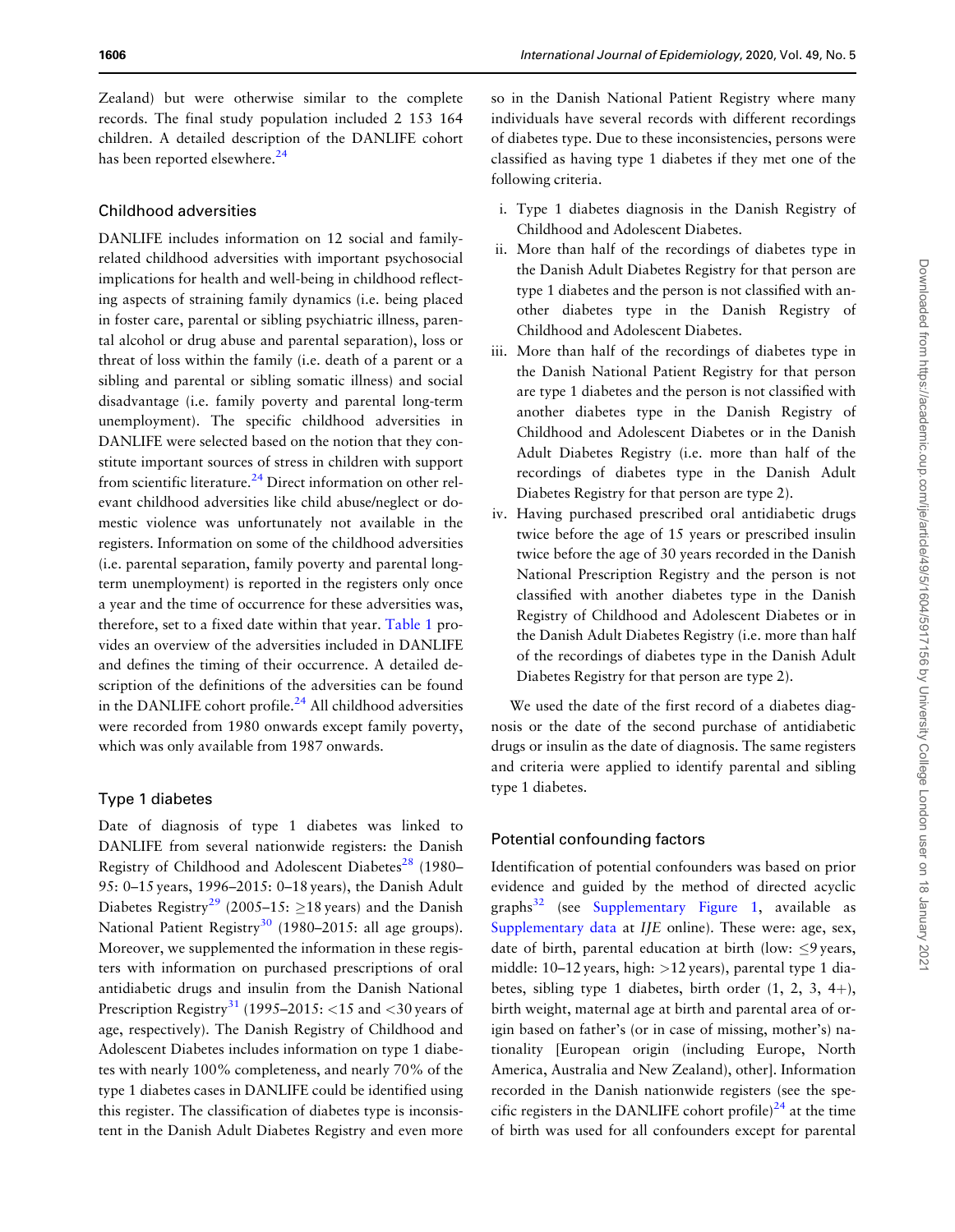Zealand) but were otherwise similar to the complete records. The final study population included 2 153 164 children. A detailed description of the DANLIFE cohort has been reported elsewhere.[24]

## Childhood adversities

DANLIFE includes information on 12 social and family-related childhood adversities with important psychosocial implications for health and well-being in childhood reflecting aspects of straining family dynamics (i.e. being placed in foster care, parental or sibling psychiatric illness, parental alcohol or drug abuse and parental separation), loss or threat of loss within the family (i.e. death of a parent or a sibling and parental or sibling somatic illness) and social disadvantage (i.e. family poverty and parental long-term unemployment). The specific childhood adversities in DANLIFE were selected based on the notion that they constitute important sources of stress in children with support from scientific literature.[24] Direct information on other relevant childhood adversities like child abuse/neglect or domestic violence was unfortunately not available in the registers. Information on some of the childhood adversities (i.e. parental separation, family poverty and parental long-term unemployment) is reported in the registers only once a year and the time of occurrence for these adversities was, therefore, set to a fixed date within that year. Table 1 provides an overview of the adversities included in DANLIFE and defines the timing of their occurrence. A detailed description of the definitions of the adversities can be found in the DANLIFE cohort profile.[24] All childhood adversities were recorded from 1980 onwards except family poverty, which was only available from 1987 onwards.

## Type 1 diabetes

Date of diagnosis of type 1 diabetes was linked to DANLIFE from several nationwide registers: the Danish Registry of Childhood and Adolescent Diabetes[28] (1980–95: 0–15 years, 1996–2015: 0–18 years), the Danish Adult Diabetes Registry[29] (2005–15: ≥18 years) and the Danish National Patient Registry[30] (1980–2015: all age groups). Moreover, we supplemented the information in these registers with information on purchased prescriptions of oral antidiabetic drugs and insulin from the Danish National Prescription Registry[31] (1995–2015: <15 and <30 years of age, respectively). The Danish Registry of Childhood and Adolescent Diabetes includes information on type 1 diabetes with nearly 100% completeness, and nearly 70% of the type 1 diabetes cases in DANLIFE could be identified using this register. The classification of diabetes type is inconsistent in the Danish Adult Diabetes Registry and even more so in the Danish National Patient Registry where many individuals have several records with different recordings of diabetes type. Due to these inconsistencies, persons were classified as having type 1 diabetes if they met one of the following criteria.

i. Type 1 diabetes diagnosis in the Danish Registry of Childhood and Adolescent Diabetes.
ii. More than half of the recordings of diabetes type in the Danish Adult Diabetes Registry for that person are type 1 diabetes and the person is not classified with another diabetes type in the Danish Registry of Childhood and Adolescent Diabetes.
iii. More than half of the recordings of diabetes type in the Danish National Patient Registry for that person are type 1 diabetes and the person is not classified with another diabetes type in the Danish Registry of Childhood and Adolescent Diabetes or in the Danish Adult Diabetes Registry (i.e. more than half of the recordings of diabetes type in the Danish Adult Diabetes Registry for that person are type 2).
iv. Having purchased prescribed oral antidiabetic drugs twice before the age of 15 years or prescribed insulin twice before the age of 30 years recorded in the Danish National Prescription Registry and the person is not classified with another diabetes type in the Danish Registry of Childhood and Adolescent Diabetes or in the Danish Adult Diabetes Registry (i.e. more than half of the recordings of diabetes type in the Danish Adult Diabetes Registry for that person are type 2).

We used the date of the first record of a diabetes diagnosis or the date of the second purchase of antidiabetic drugs or insulin as the date of diagnosis. The same registers and criteria were applied to identify parental and sibling type 1 diabetes.

## Potential confounding factors

Identification of potential confounders was based on prior evidence and guided by the method of directed acyclic graphs[32] (see Supplementary Figure 1, available as Supplementary data at *IJE* online). These were: age, sex, date of birth, parental education at birth (low: ≤9 years, middle: 10–12 years, high: >12 years), parental type 1 diabetes, sibling type 1 diabetes, birth order (1, 2, 3, 4+), birth weight, maternal age at birth and parental area of origin based on father's (or in case of missing, mother's) nationality [European origin (including Europe, North America, Australia and New Zealand), other]. Information recorded in the Danish nationwide registers (see the specific registers in the DANLIFE cohort profile)[24] at the time of birth was used for all confounders except for parental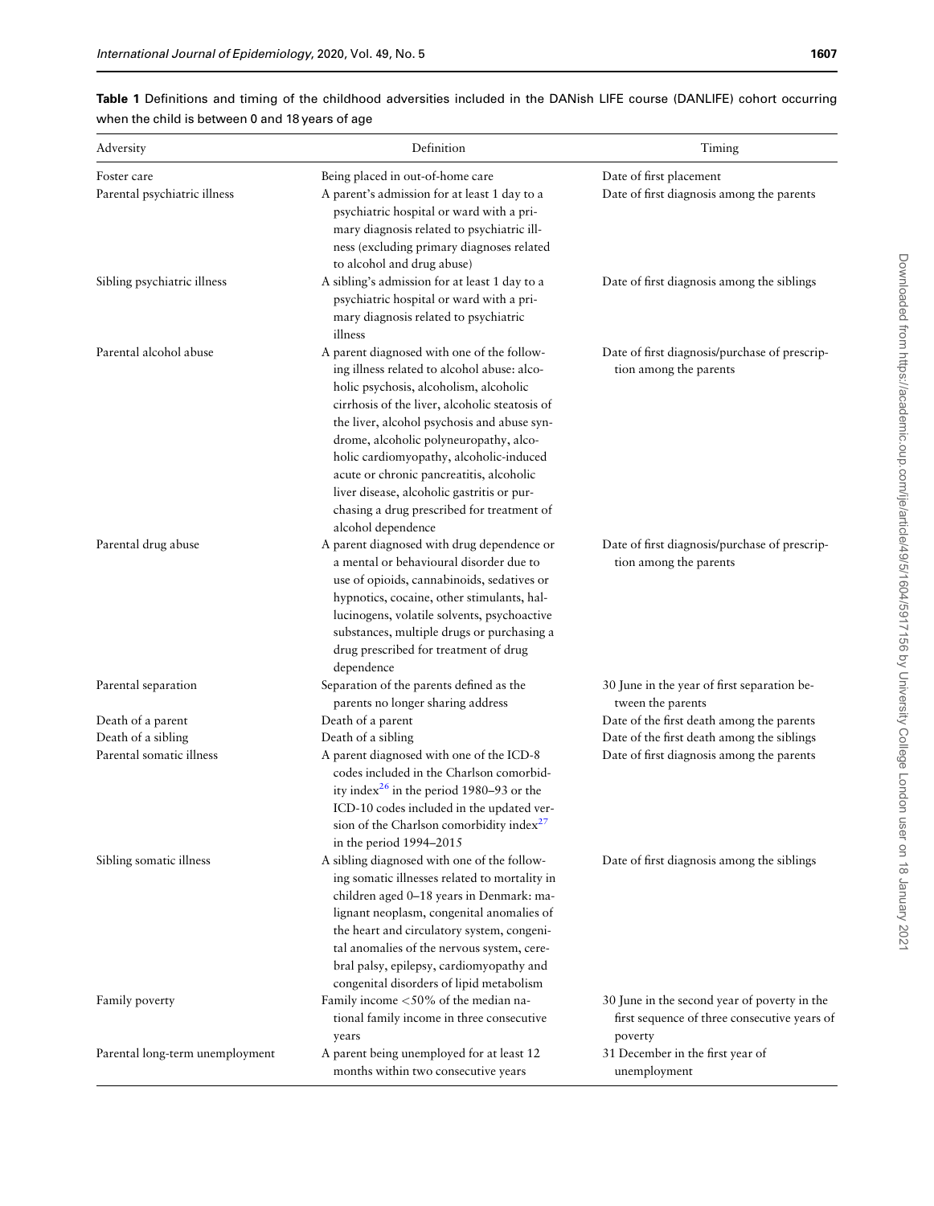**Table 1** Definitions and timing of the childhood adversities included in the DANish LIFE course (DANLIFE) cohort occurring when the child is between 0 and 18 years of age

| Adversity | Definition | Timing |
|---|---|---|
| Foster care | Being placed in out-of-home care | Date of first placement |
| Parental psychiatric illness | A parent's admission for at least 1 day to a psychiatric hospital or ward with a primary diagnosis related to psychiatric illness (excluding primary diagnoses related to alcohol and drug abuse) | Date of first diagnosis among the parents |
| Sibling psychiatric illness | A sibling's admission for at least 1 day to a psychiatric hospital or ward with a primary diagnosis related to psychiatric illness | Date of first diagnosis among the siblings |
| Parental alcohol abuse | A parent diagnosed with one of the following illness related to alcohol abuse: alcoholic psychosis, alcoholism, alcoholic cirrhosis of the liver, alcoholic steatosis of the liver, alcohol psychosis and abuse syndrome, alcoholic polyneuropathy, alcoholic cardiomyopathy, alcoholic-induced acute or chronic pancreatitis, alcoholic liver disease, alcoholic gastritis or purchasing a drug prescribed for treatment of alcohol dependence | Date of first diagnosis/purchase of prescription among the parents |
| Parental drug abuse | A parent diagnosed with drug dependence or a mental or behavioural disorder due to use of opioids, cannabinoids, sedatives or hypnotics, cocaine, other stimulants, hallucinogens, volatile solvents, psychoactive substances, multiple drugs or purchasing a drug prescribed for treatment of drug dependence | Date of first diagnosis/purchase of prescription among the parents |
| Parental separation | Separation of the parents defined as the parents no longer sharing address | 30 June in the year of first separation between the parents |
| Death of a parent | Death of a parent | Date of the first death among the parents |
| Death of a sibling | Death of a sibling | Date of the first death among the siblings |
| Parental somatic illness | A parent diagnosed with one of the ICD-8 codes included in the Charlson comorbidity index[26] in the period 1980–93 or the ICD-10 codes included in the updated version of the Charlson comorbidity index[27] in the period 1994–2015 | Date of first diagnosis among the parents |
| Sibling somatic illness | A sibling diagnosed with one of the following somatic illnesses related to mortality in children aged 0–18 years in Denmark: malignant neoplasm, congenital anomalies of the heart and circulatory system, congenital anomalies of the nervous system, cerebral palsy, epilepsy, cardiomyopathy and congenital disorders of lipid metabolism | Date of first diagnosis among the siblings |
| Family poverty | Family income <50% of the median national family income in three consecutive years | 30 June in the second year of poverty in the first sequence of three consecutive years of poverty |
| Parental long-term unemployment | A parent being unemployed for at least 12 months within two consecutive years | 31 December in the first year of unemployment |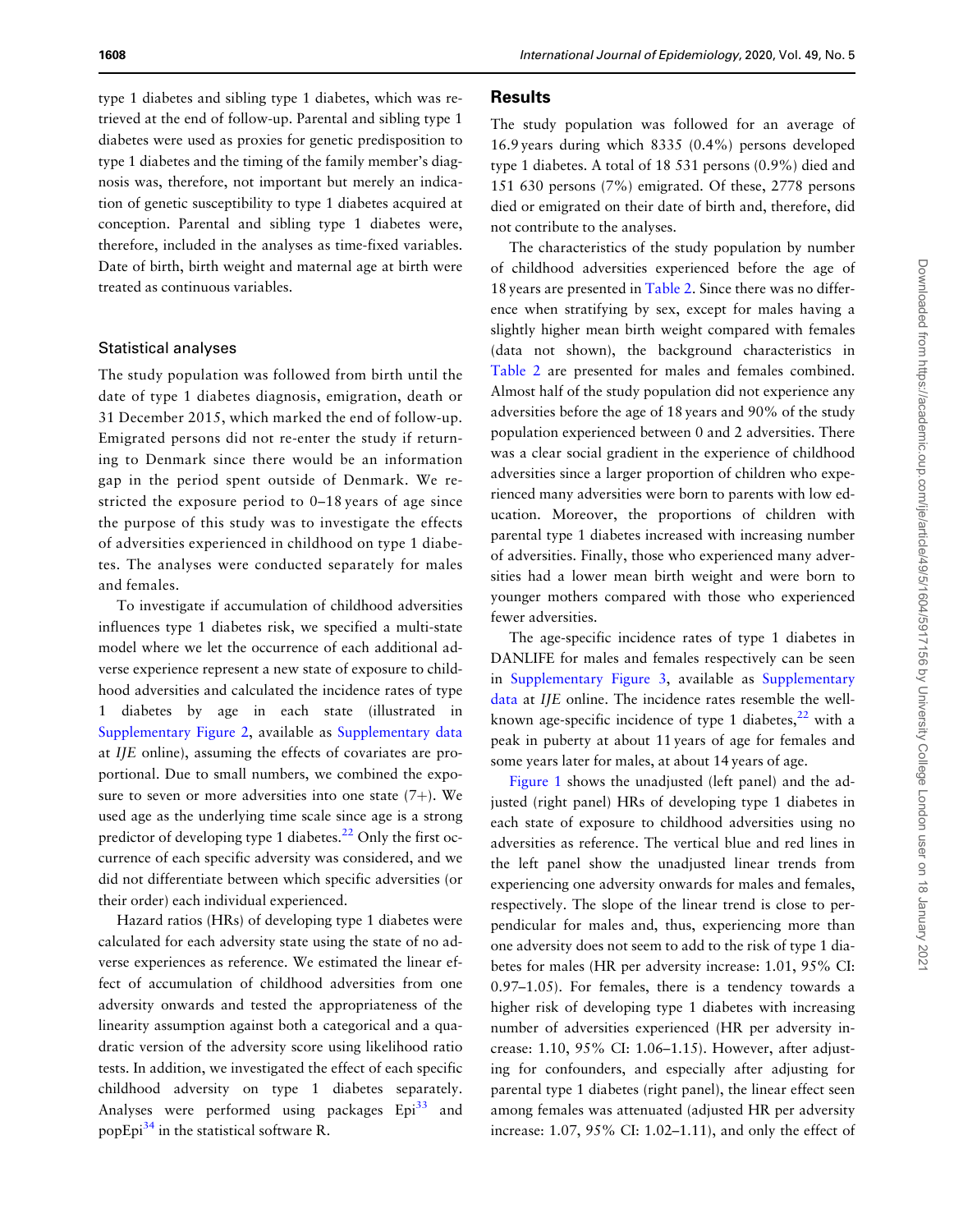type 1 diabetes and sibling type 1 diabetes, which was retrieved at the end of follow-up. Parental and sibling type 1 diabetes were used as proxies for genetic predisposition to type 1 diabetes and the timing of the family member's diagnosis was, therefore, not important but merely an indication of genetic susceptibility to type 1 diabetes acquired at conception. Parental and sibling type 1 diabetes were, therefore, included in the analyses as time-fixed variables. Date of birth, birth weight and maternal age at birth were treated as continuous variables.

### Statistical analyses

The study population was followed from birth until the date of type 1 diabetes diagnosis, emigration, death or 31 December 2015, which marked the end of follow-up. Emigrated persons did not re-enter the study if returning to Denmark since there would be an information gap in the period spent outside of Denmark. We restricted the exposure period to 0–18 years of age since the purpose of this study was to investigate the effects of adversities experienced in childhood on type 1 diabetes. The analyses were conducted separately for males and females.

To investigate if accumulation of childhood adversities influences type 1 diabetes risk, we specified a multi-state model where we let the occurrence of each additional adverse experience represent a new state of exposure to childhood adversities and calculated the incidence rates of type 1 diabetes by age in each state (illustrated in Supplementary Figure 2, available as Supplementary data at *IJE* online), assuming the effects of covariates are proportional. Due to small numbers, we combined the exposure to seven or more adversities into one state (7+). We used age as the underlying time scale since age is a strong predictor of developing type 1 diabetes.[22] Only the first occurrence of each specific adversity was considered, and we did not differentiate between which specific adversities (or their order) each individual experienced.

Hazard ratios (HRs) of developing type 1 diabetes were calculated for each adversity state using the state of no adverse experiences as reference. We estimated the linear effect of accumulation of childhood adversities from one adversity onwards and tested the appropriateness of the linearity assumption against both a categorical and a quadratic version of the adversity score using likelihood ratio tests. In addition, we investigated the effect of each specific childhood adversity on type 1 diabetes separately. Analyses were performed using packages Epi[33] and popEpi[34] in the statistical software R.

## Results

The study population was followed for an average of 16.9 years during which 8335 (0.4%) persons developed type 1 diabetes. A total of 18 531 persons (0.9%) died and 151 630 persons (7%) emigrated. Of these, 2778 persons died or emigrated on their date of birth and, therefore, did not contribute to the analyses.

The characteristics of the study population by number of childhood adversities experienced before the age of 18 years are presented in Table 2. Since there was no difference when stratifying by sex, except for males having a slightly higher mean birth weight compared with females (data not shown), the background characteristics in Table 2 are presented for males and females combined. Almost half of the study population did not experience any adversities before the age of 18 years and 90% of the study population experienced between 0 and 2 adversities. There was a clear social gradient in the experience of childhood adversities since a larger proportion of children who experienced many adversities were born to parents with low education. Moreover, the proportions of children with parental type 1 diabetes increased with increasing number of adversities. Finally, those who experienced many adversities had a lower mean birth weight and were born to younger mothers compared with those who experienced fewer adversities.

The age-specific incidence rates of type 1 diabetes in DANLIFE for males and females respectively can be seen in Supplementary Figure 3, available as Supplementary data at *IJE* online. The incidence rates resemble the well-known age-specific incidence of type 1 diabetes,[22] with a peak in puberty at about 11 years of age for females and some years later for males, at about 14 years of age.

Figure 1 shows the unadjusted (left panel) and the adjusted (right panel) HRs of developing type 1 diabetes in each state of exposure to childhood adversities using no adversities as reference. The vertical blue and red lines in the left panel show the unadjusted linear trends from experiencing one adversity onwards for males and females, respectively. The slope of the linear trend is close to perpendicular for males and, thus, experiencing more than one adversity does not seem to add to the risk of type 1 diabetes for males (HR per adversity increase: 1.01, 95% CI: 0.97–1.05). For females, there is a tendency towards a higher risk of developing type 1 diabetes with increasing number of adversities experienced (HR per adversity increase: 1.10, 95% CI: 1.06–1.15). However, after adjusting for confounders, and especially after adjusting for parental type 1 diabetes (right panel), the linear effect seen among females was attenuated (adjusted HR per adversity increase: 1.07, 95% CI: 1.02–1.11), and only the effect of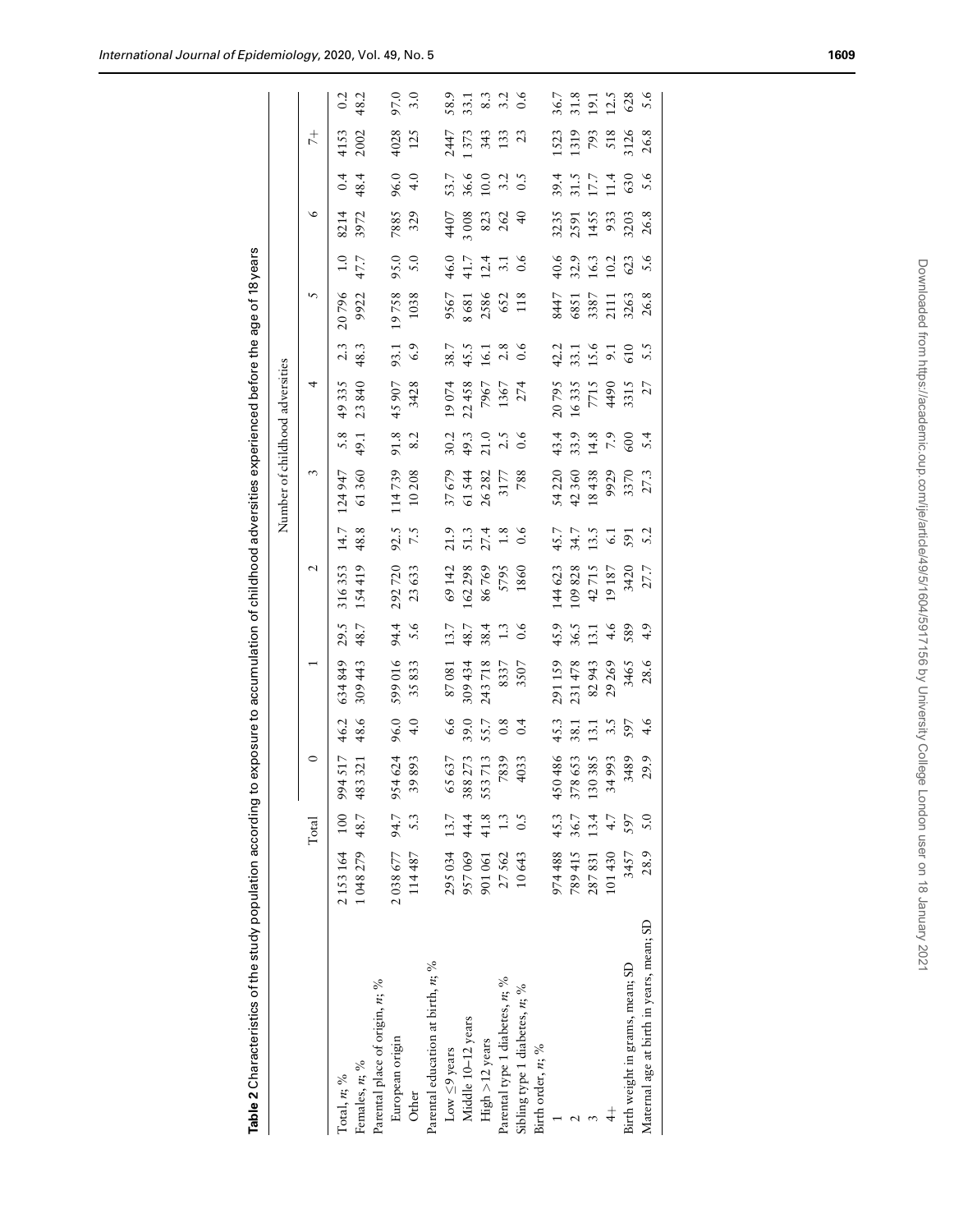**Table 2** Characteristics of the study population according to exposure to accumulation of childhood adversities experienced before the age of 18 years

| | Total | | Number of childhood adversities | | | | | | | | | | | | | |
|---|---|---|---|---|---|---|---|---|---|---|---|---|---|---|---|---|
| | | | 0 | | 1 | | 2 | | 3 | | 4 | | 5 | | 6 | | 7+ | |
| Total, *n*; % | 2 153 164 | 100 | 994 517 | 46.2 | 634 849 | 29.5 | 316 353 | 14.7 | 124 947 | 5.8 | 49 335 | 2.3 | 20 796 | 1.0 | 8214 | 0.4 | 4153 | 0.2 |
| Females, *n*; % | 1 048 279 | 48.7 | 483 321 | 48.6 | 309 443 | 48.7 | 154 419 | 48.8 | 61 360 | 49.1 | 23 840 | 48.3 | 9922 | 47.7 | 3972 | 48.4 | 2002 | 48.2 |
| Parental place of origin, *n*; % | | | | | | | | | | | | | | | | | | |
| European origin | 2 038 677 | 94.7 | 954 624 | 96.0 | 599 016 | 94.4 | 292 720 | 92.5 | 114 739 | 91.8 | 45 907 | 93.1 | 19 758 | 95.0 | 7885 | 96.0 | 4028 | 97.0 |
| Other | 114 487 | 5.3 | 39 893 | 4.0 | 35 833 | 5.6 | 23 633 | 7.5 | 10 208 | 8.2 | 3428 | 6.9 | 1038 | 5.0 | 329 | 4.0 | 125 | 3.0 |
| Parental education at birth, *n*; % | | | | | | | | | | | | | | | | | | |
| Low ≤9 years | 295 034 | 13.7 | 65 637 | 6.6 | 87 081 | 13.7 | 69 142 | 21.9 | 37 679 | 30.2 | 19 074 | 38.7 | 9567 | 46.0 | 4407 | 53.7 | 2447 | 58.9 |
| Middle 10–12 years | 957 069 | 44.4 | 388 273 | 39.0 | 309 434 | 48.7 | 162 298 | 51.3 | 61 544 | 49.3 | 22 458 | 45.5 | 8 681 | 41.7 | 3 008 | 36.6 | 1 373 | 33.1 |
| High >12 years | 901 061 | 41.8 | 553 713 | 55.7 | 243 718 | 38.4 | 86 769 | 27.4 | 26 282 | 21.0 | 7967 | 16.1 | 2586 | 12.4 | 823 | 10.0 | 343 | 8.3 |
| Parental type 1 diabetes, *n*; % | 27 562 | 1.3 | 7839 | 0.8 | 8337 | 1.3 | 5795 | 1.8 | 3177 | 2.5 | 1367 | 2.8 | 652 | 3.1 | 262 | 3.2 | 133 | 3.2 |
| Sibling type 1 diabetes, *n*; % | 10 643 | 0.5 | 4033 | 0.4 | 3507 | 0.6 | 1860 | 0.6 | 788 | 0.6 | 274 | 0.6 | 118 | 0.6 | 40 | 0.5 | 23 | 0.6 |
| Birth order, *n*; % | | | | | | | | | | | | | | | | | | |
| 1 | 974 488 | 45.3 | 450 486 | 45.3 | 291 159 | 45.9 | 144 623 | 45.7 | 54 220 | 43.4 | 20 795 | 42.2 | 8447 | 40.6 | 3235 | 39.4 | 1523 | 36.7 |
| 2 | 789 415 | 36.7 | 378 653 | 38.1 | 231 478 | 36.5 | 109 828 | 34.7 | 42 360 | 33.9 | 16 335 | 33.1 | 6851 | 32.9 | 2591 | 31.5 | 1319 | 31.8 |
| 3 | 287 831 | 13.4 | 130 385 | 13.1 | 82 943 | 13.1 | 42 715 | 13.5 | 18 438 | 14.8 | 7715 | 15.6 | 3387 | 16.3 | 1455 | 17.7 | 793 | 19.1 |
| 4+ | 101 430 | 4.7 | 34 993 | 3.5 | 29 269 | 4.6 | 19 187 | 6.1 | 9929 | 7.9 | 4490 | 9.1 | 2111 | 10.2 | 933 | 11.4 | 518 | 12.5 |
| Birth weight in grams, mean; SD | 3457 | 597 | 3489 | 597 | 3465 | 589 | 3420 | 591 | 3370 | 600 | 3315 | 610 | 3263 | 623 | 3203 | 630 | 3126 | 628 |
| Maternal age at birth in years, mean; SD | 28.9 | 5.0 | 29.9 | 4.6 | 28.6 | 4.9 | 27.7 | 5.2 | 27.3 | 5.4 | 27 | 5.5 | 26.8 | 5.6 | 26.8 | 5.6 | 26.8 | 5.6 |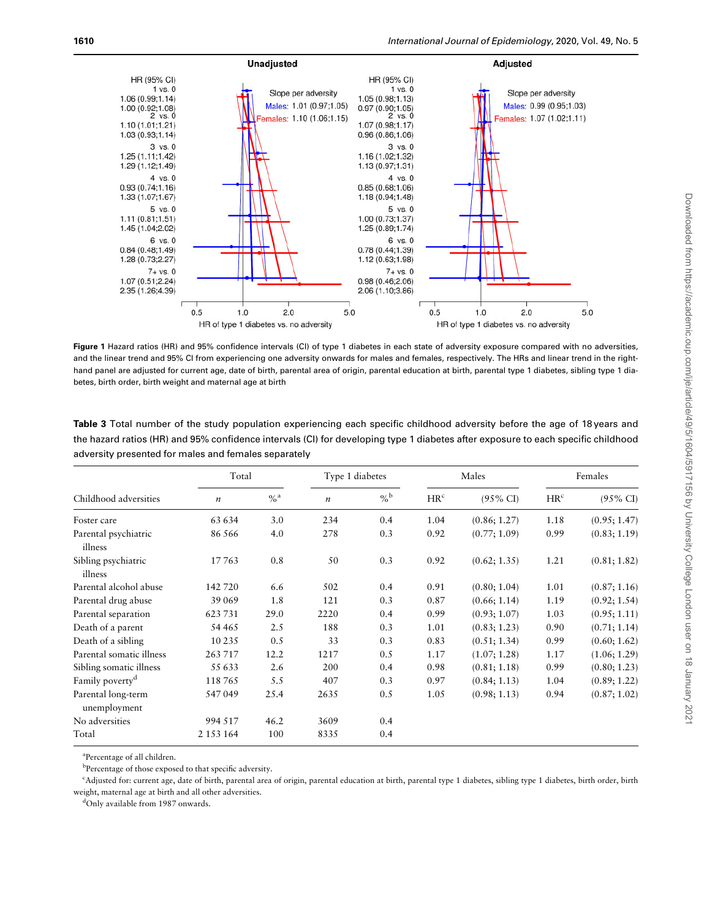**Figure 1** Hazard ratios (HR) and 95% confidence intervals (CI) of type 1 diabetes in each state of adversity exposure compared with no adversities, and the linear trend and 95% CI from experiencing one adversity onwards for males and females, respectively. The HRs and linear trend in the right-hand panel are adjusted for current age, date of birth, parental area of origin, parental education at birth, parental type 1 diabetes, sibling type 1 diabetes, birth order, birth weight and maternal age at birth

**Table 3** Total number of the study population experiencing each specific childhood adversity before the age of 18 years and the hazard ratios (HR) and 95% confidence intervals (CI) for developing type 1 diabetes after exposure to each specific childhood adversity presented for males and females separately

| Childhood adversities | Total | | Type 1 diabetes | | Males | | Females | |
|---|---|---|---|---|---|---|---|---|
| | *n* | %[a] | *n* | %[b] | HR[c] | (95% CI) | HR[c] | (95% CI) |
| Foster care | 63 634 | 3.0 | 234 | 0.4 | 1.04 | (0.86; 1.27) | 1.18 | (0.95; 1.47) |
| Parental psychiatric illness | 86 566 | 4.0 | 278 | 0.3 | 0.92 | (0.77; 1.09) | 0.99 | (0.83; 1.19) |
| Sibling psychiatric illness | 17 763 | 0.8 | 50 | 0.3 | 0.92 | (0.62; 1.35) | 1.21 | (0.81; 1.82) |
| Parental alcohol abuse | 142 720 | 6.6 | 502 | 0.4 | 0.91 | (0.80; 1.04) | 1.01 | (0.87; 1.16) |
| Parental drug abuse | 39 069 | 1.8 | 121 | 0.3 | 0.87 | (0.66; 1.14) | 1.19 | (0.92; 1.54) |
| Parental separation | 623 731 | 29.0 | 2220 | 0.4 | 0.99 | (0.93; 1.07) | 1.03 | (0.95; 1.11) |
| Death of a parent | 54 465 | 2.5 | 188 | 0.3 | 1.01 | (0.83; 1.23) | 0.90 | (0.71; 1.14) |
| Death of a sibling | 10 235 | 0.5 | 33 | 0.3 | 0.83 | (0.51; 1.34) | 0.99 | (0.60; 1.62) |
| Parental somatic illness | 263 717 | 12.2 | 1217 | 0.5 | 1.17 | (1.07; 1.28) | 1.17 | (1.06; 1.29) |
| Sibling somatic illness | 55 633 | 2.6 | 200 | 0.4 | 0.98 | (0.81; 1.18) | 0.99 | (0.80; 1.23) |
| Family poverty[d] | 118 765 | 5.5 | 407 | 0.3 | 0.97 | (0.84; 1.13) | 1.04 | (0.89; 1.22) |
| Parental long-term unemployment | 547 049 | 25.4 | 2635 | 0.5 | 1.05 | (0.98; 1.13) | 0.94 | (0.87; 1.02) |
| No adversities | 994 517 | 46.2 | 3609 | 0.4 | | | | |
| Total | 2 153 164 | 100 | 8335 | 0.4 | | | | |

[a]Percentage of all children.

[b]Percentage of those exposed to that specific adversity.

[c]Adjusted for: current age, date of birth, parental area of origin, parental education at birth, parental type 1 diabetes, sibling type 1 diabetes, birth order, birth weight, maternal age at birth and all other adversities.

[d]Only available from 1987 onwards.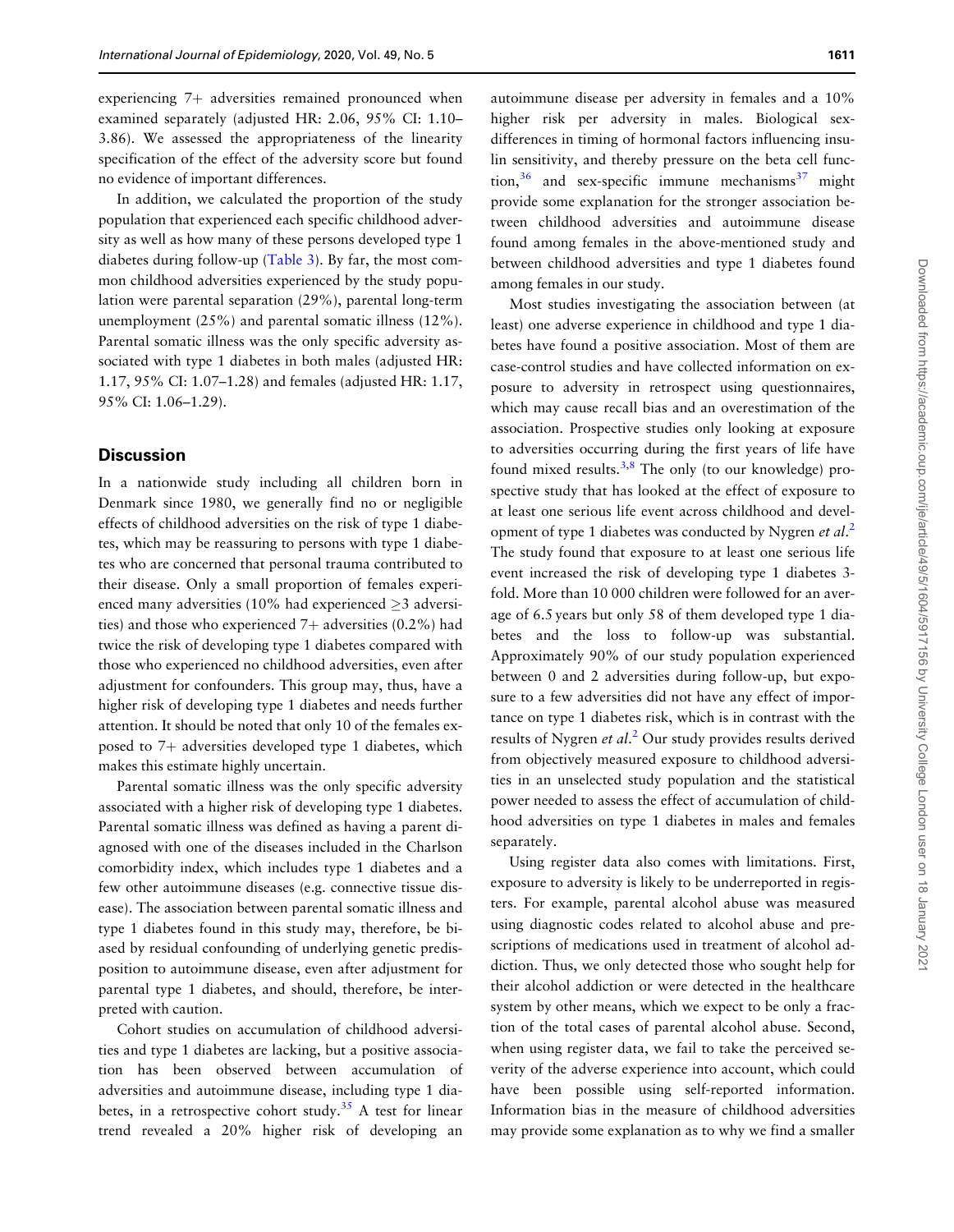experiencing 7+ adversities remained pronounced when examined separately (adjusted HR: 2.06, 95% CI: 1.10–3.86). We assessed the appropriateness of the linearity specification of the effect of the adversity score but found no evidence of important differences.

In addition, we calculated the proportion of the study population that experienced each specific childhood adversity as well as how many of these persons developed type 1 diabetes during follow-up (Table 3). By far, the most common childhood adversities experienced by the study population were parental separation (29%), parental long-term unemployment (25%) and parental somatic illness (12%). Parental somatic illness was the only specific adversity associated with type 1 diabetes in both males (adjusted HR: 1.17, 95% CI: 1.07–1.28) and females (adjusted HR: 1.17, 95% CI: 1.06–1.29).

## Discussion

In a nationwide study including all children born in Denmark since 1980, we generally find no or negligible effects of childhood adversities on the risk of type 1 diabetes, which may be reassuring to persons with type 1 diabetes who are concerned that personal trauma contributed to their disease. Only a small proportion of females experienced many adversities (10% had experienced ≥3 adversities) and those who experienced 7+ adversities (0.2%) had twice the risk of developing type 1 diabetes compared with those who experienced no childhood adversities, even after adjustment for confounders. This group may, thus, have a higher risk of developing type 1 diabetes and needs further attention. It should be noted that only 10 of the females exposed to 7+ adversities developed type 1 diabetes, which makes this estimate highly uncertain.

Parental somatic illness was the only specific adversity associated with a higher risk of developing type 1 diabetes. Parental somatic illness was defined as having a parent diagnosed with one of the diseases included in the Charlson comorbidity index, which includes type 1 diabetes and a few other autoimmune diseases (e.g. connective tissue disease). The association between parental somatic illness and type 1 diabetes found in this study may, therefore, be biased by residual confounding of underlying genetic predisposition to autoimmune disease, even after adjustment for parental type 1 diabetes, and should, therefore, be interpreted with caution.

Cohort studies on accumulation of childhood adversities and type 1 diabetes are lacking, but a positive association has been observed between accumulation of adversities and autoimmune disease, including type 1 diabetes, in a retrospective cohort study.[35] A test for linear trend revealed a 20% higher risk of developing an autoimmune disease per adversity in females and a 10% higher risk per adversity in males. Biological sex-differences in timing of hormonal factors influencing insulin sensitivity, and thereby pressure on the beta cell function,[36] and sex-specific immune mechanisms[37] might provide some explanation for the stronger association between childhood adversities and autoimmune disease found among females in the above-mentioned study and between childhood adversities and type 1 diabetes found among females in our study.

Most studies investigating the association between (at least) one adverse experience in childhood and type 1 diabetes have found a positive association. Most of them are case-control studies and have collected information on exposure to adversity in retrospect using questionnaires, which may cause recall bias and an overestimation of the association. Prospective studies only looking at exposure to adversities occurring during the first years of life have found mixed results.[3,8] The only (to our knowledge) prospective study that has looked at the effect of exposure to at least one serious life event across childhood and development of type 1 diabetes was conducted by Nygren *et al.*[2] The study found that exposure to at least one serious life event increased the risk of developing type 1 diabetes 3-fold. More than 10 000 children were followed for an average of 6.5 years but only 58 of them developed type 1 diabetes and the loss to follow-up was substantial. Approximately 90% of our study population experienced between 0 and 2 adversities during follow-up, but exposure to a few adversities did not have any effect of importance on type 1 diabetes risk, which is in contrast with the results of Nygren *et al.*[2] Our study provides results derived from objectively measured exposure to childhood adversities in an unselected study population and the statistical power needed to assess the effect of accumulation of childhood adversities on type 1 diabetes in males and females separately.

Using register data also comes with limitations. First, exposure to adversity is likely to be underreported in registers. For example, parental alcohol abuse was measured using diagnostic codes related to alcohol abuse and prescriptions of medications used in treatment of alcohol addiction. Thus, we only detected those who sought help for their alcohol addiction or were detected in the healthcare system by other means, which we expect to be only a fraction of the total cases of parental alcohol abuse. Second, when using register data, we fail to take the perceived severity of the adverse experience into account, which could have been possible using self-reported information. Information bias in the measure of childhood adversities may provide some explanation as to why we find a smaller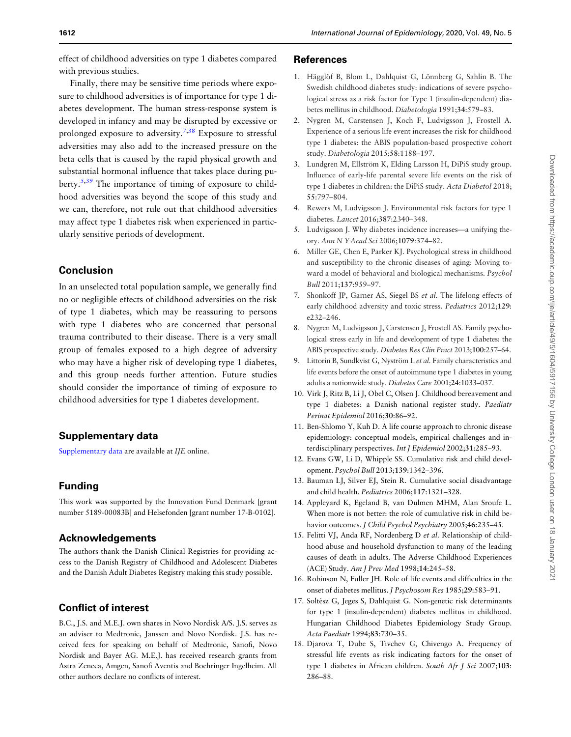effect of childhood adversities on type 1 diabetes compared with previous studies.

Finally, there may be sensitive time periods where exposure to childhood adversities is of importance for type 1 diabetes development. The human stress-response system is developed in infancy and may be disrupted by excessive or prolonged exposure to adversity.[7,38] Exposure to stressful adversities may also add to the increased pressure on the beta cells that is caused by the rapid physical growth and substantial hormonal influence that takes place during puberty.[5,39] The importance of timing of exposure to childhood adversities was beyond the scope of this study and we can, therefore, not rule out that childhood adversities may affect type 1 diabetes risk when experienced in particularly sensitive periods of development.

## Conclusion

In an unselected total population sample, we generally find no or negligible effects of childhood adversities on the risk of type 1 diabetes, which may be reassuring to persons with type 1 diabetes who are concerned that personal trauma contributed to their disease. There is a very small group of females exposed to a high degree of adversity who may have a higher risk of developing type 1 diabetes, and this group needs further attention. Future studies should consider the importance of timing of exposure to childhood adversities for type 1 diabetes development.

## Supplementary data

Supplementary data are available at *IJE* online.

## Funding

This work was supported by the Innovation Fund Denmark [grant number 5189-00083B] and Helsefonden [grant number 17-B-0102].

## Acknowledgements

The authors thank the Danish Clinical Registries for providing access to the Danish Registry of Childhood and Adolescent Diabetes and the Danish Adult Diabetes Registry making this study possible.

## Conflict of interest

B.C., J.S. and M.E.J. own shares in Novo Nordisk A/S. J.S. serves as an adviser to Medtronic, Janssen and Novo Nordisk. J.S. has received fees for speaking on behalf of Medtronic, Sanofi, Novo Nordisk and Bayer AG. M.E.J. has received research grants from Astra Zeneca, Amgen, Sanofi Aventis and Boehringer Ingelheim. All other authors declare no conflicts of interest.

## References

1. Hägglöf B, Blom L, Dahlquist G, Lönnberg G, Sahlin B. The Swedish childhood diabetes study: indications of severe psychological stress as a risk factor for Type 1 (insulin-dependent) diabetes mellitus in childhood. *Diabetologia* 1991;**34**:579–83.
2. Nygren M, Carstensen J, Koch F, Ludvigsson J, Frostell A. Experience of a serious life event increases the risk for childhood type 1 diabetes: the ABIS population-based prospective cohort study. *Diabetologia* 2015;**58**:1188–197.
3. Lundgren M, Ellström K, Elding Larsson H, DiPiS study group. Influence of early-life parental severe life events on the risk of type 1 diabetes in children: the DiPiS study. *Acta Diabetol* 2018;**55**:797–804.
4. Rewers M, Ludvigsson J. Environmental risk factors for type 1 diabetes. *Lancet* 2016;**387**:2340–348.
5. Ludvigsson J. Why diabetes incidence increases—a unifying theory. *Ann N Y Acad Sci* 2006;**1079**:374–82.
6. Miller GE, Chen E, Parker KJ. Psychological stress in childhood and susceptibility to the chronic diseases of aging: Moving toward a model of behavioral and biological mechanisms. *Psychol Bull* 2011;**137**:959–97.
7. Shonkoff JP, Garner AS, Siegel BS *et al.* The lifelong effects of early childhood adversity and toxic stress. *Pediatrics* 2012;**129**:e232–246.
8. Nygren M, Ludvigsson J, Carstensen J, Frostell AS. Family psychological stress early in life and development of type 1 diabetes: the ABIS prospective study. *Diabetes Res Clin Pract* 2013;**100**:257–64.
9. Littorin B, Sundkvist G, Nyström L *et al.* Family characteristics and life events before the onset of autoimmune type 1 diabetes in young adults a nationwide study. *Diabetes Care* 2001;**24**:1033–037.
10. Virk J, Ritz B, Li J, Obel C, Olsen J. Childhood bereavement and type 1 diabetes: a Danish national register study. *Paediatr Perinat Epidemiol* 2016;**30**:86–92.
11. Ben-Shlomo Y, Kuh D. A life course approach to chronic disease epidemiology: conceptual models, empirical challenges and interdisciplinary perspectives. *Int J Epidemiol* 2002;**31**:285–93.
12. Evans GW, Li D, Whipple SS. Cumulative risk and child development. *Psychol Bull* 2013;**139**:1342–396.
13. Bauman LJ, Silver EJ, Stein R. Cumulative social disadvantage and child health. *Pediatrics* 2006;**117**:1321–328.
14. Appleyard K, Egeland B, van Dulmen MHM, Alan Sroufe L. When more is not better: the role of cumulative risk in child behavior outcomes. *J Child Psychol Psychiatry* 2005;**46**:235–45.
15. Felitti VJ, Anda RF, Nordenberg D *et al.* Relationship of childhood abuse and household dysfunction to many of the leading causes of death in adults. The Adverse Childhood Experiences (ACE) Study. *Am J Prev Med* 1998;**14**:245–58.
16. Robinson N, Fuller JH. Role of life events and difficulties in the onset of diabetes mellitus. *J Psychosom Res* 1985;**29**:583–91.
17. Soltész G, Jeges S, Dahlquist G. Non-genetic risk determinants for type 1 (insulin-dependent) diabetes mellitus in childhood. Hungarian Childhood Diabetes Epidemiology Study Group. *Acta Paediatr* 1994;**83**:730–35.
18. Djarova T, Dube S, Tivchev G, Chivengo A. Frequency of stressful life events as risk indicating factors for the onset of type 1 diabetes in African children. *South Afr J Sci* 2007;**103**:286–88.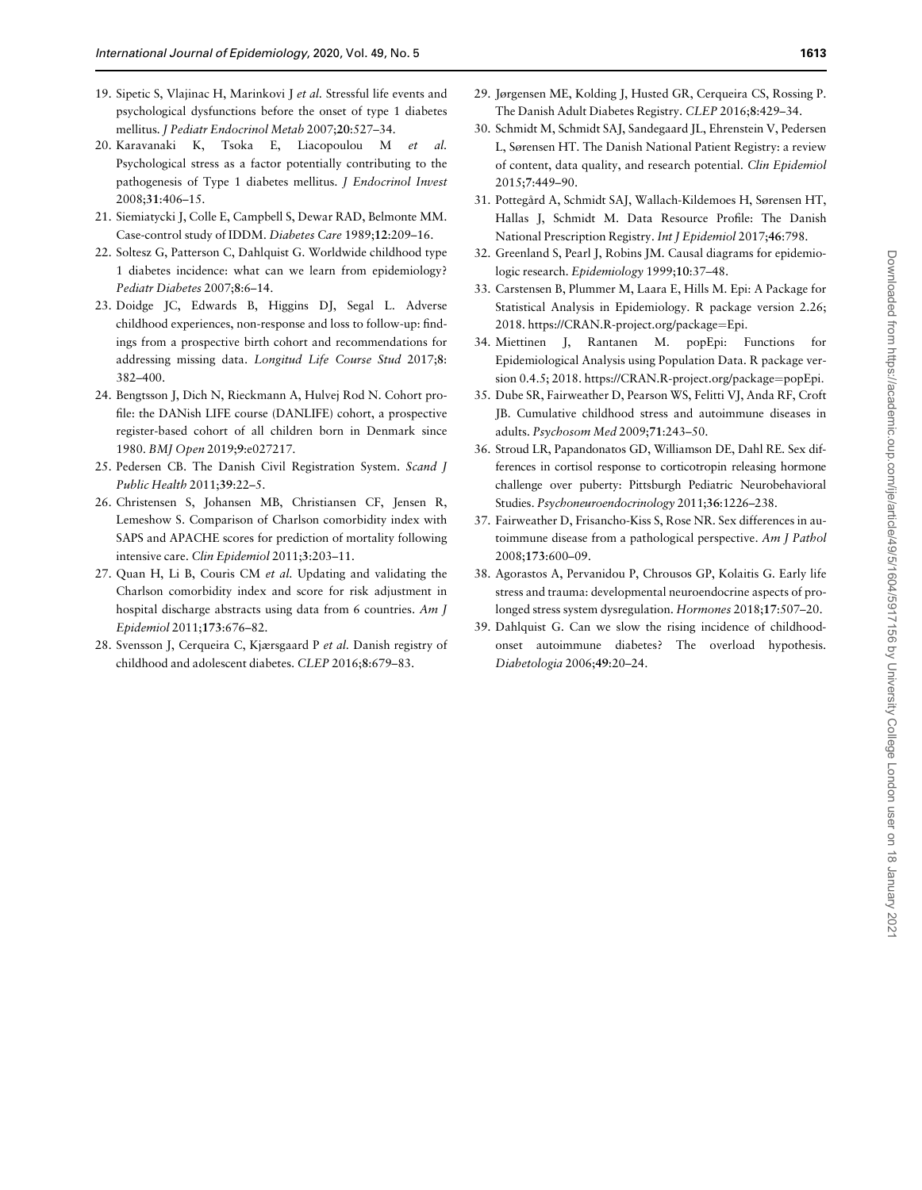19. Sipetic S, Vlajinac H, Marinkovi J *et al.* Stressful life events and psychological dysfunctions before the onset of type 1 diabetes mellitus. *J Pediatr Endocrinol Metab* 2007;**20**:527–34.
20. Karavanaki K, Tsoka E, Liacopoulou M *et al.* Psychological stress as a factor potentially contributing to the pathogenesis of Type 1 diabetes mellitus. *J Endocrinol Invest* 2008;**31**:406–15.
21. Siemiatycki J, Colle E, Campbell S, Dewar RAD, Belmonte MM. Case-control study of IDDM. *Diabetes Care* 1989;**12**:209–16.
22. Soltesz G, Patterson C, Dahlquist G. Worldwide childhood type 1 diabetes incidence: what can we learn from epidemiology? *Pediatr Diabetes* 2007;**8**:6–14.
23. Doidge JC, Edwards B, Higgins DJ, Segal L. Adverse childhood experiences, non-response and loss to follow-up: findings from a prospective birth cohort and recommendations for addressing missing data. *Longitud Life Course Stud* 2017;**8**: 382–400.
24. Bengtsson J, Dich N, Rieckmann A, Hulvej Rod N. Cohort profile: the DANish LIFE course (DANLIFE) cohort, a prospective register-based cohort of all children born in Denmark since 1980. *BMJ Open* 2019;**9**:e027217.
25. Pedersen CB. The Danish Civil Registration System. *Scand J Public Health* 2011;**39**:22–5.
26. Christensen S, Johansen MB, Christiansen CF, Jensen R, Lemeshow S. Comparison of Charlson comorbidity index with SAPS and APACHE scores for prediction of mortality following intensive care. *Clin Epidemiol* 2011;**3**:203–11.
27. Quan H, Li B, Couris CM *et al.* Updating and validating the Charlson comorbidity index and score for risk adjustment in hospital discharge abstracts using data from 6 countries. *Am J Epidemiol* 2011;**173**:676–82.
28. Svensson J, Cerqueira C, Kjærsgaard P *et al.* Danish registry of childhood and adolescent diabetes. *CLEP* 2016;**8**:679–83.
29. Jørgensen ME, Kolding J, Husted GR, Cerqueira CS, Rossing P. The Danish Adult Diabetes Registry. *CLEP* 2016;**8**:429–34.
30. Schmidt M, Schmidt SAJ, Sandegaard JL, Ehrenstein V, Pedersen L, Sørensen HT. The Danish National Patient Registry: a review of content, data quality, and research potential. *Clin Epidemiol* 2015;**7**:449–90.
31. Pottegård A, Schmidt SAJ, Wallach-Kildemoes H, Sørensen HT, Hallas J, Schmidt M. Data Resource Profile: The Danish National Prescription Registry. *Int J Epidemiol* 2017;**46**:798.
32. Greenland S, Pearl J, Robins JM. Causal diagrams for epidemiologic research. *Epidemiology* 1999;**10**:37–48.
33. Carstensen B, Plummer M, Laara E, Hills M. Epi: A Package for Statistical Analysis in Epidemiology. R package version 2.26; 2018. https://CRAN.R-project.org/package=Epi.
34. Miettinen J, Rantanen M. popEpi: Functions for Epidemiological Analysis using Population Data. R package version 0.4.5; 2018. https://CRAN.R-project.org/package=popEpi.
35. Dube SR, Fairweather D, Pearson WS, Felitti VJ, Anda RF, Croft JB. Cumulative childhood stress and autoimmune diseases in adults. *Psychosom Med* 2009;**71**:243–50.
36. Stroud LR, Papandonatos GD, Williamson DE, Dahl RE. Sex differences in cortisol response to corticotropin releasing hormone challenge over puberty: Pittsburgh Pediatric Neurobehavioral Studies. *Psychoneuroendocrinology* 2011;**36**:1226–238.
37. Fairweather D, Frisancho-Kiss S, Rose NR. Sex differences in autoimmune disease from a pathological perspective. *Am J Pathol* 2008;**173**:600–09.
38. Agorastos A, Pervanidou P, Chrousos GP, Kolaitis G. Early life stress and trauma: developmental neuroendocrine aspects of prolonged stress system dysregulation. *Hormones* 2018;**17**:507–20.
39. Dahlquist G. Can we slow the rising incidence of childhood-onset autoimmune diabetes? The overload hypothesis. *Diabetologia* 2006;**49**:20–24.